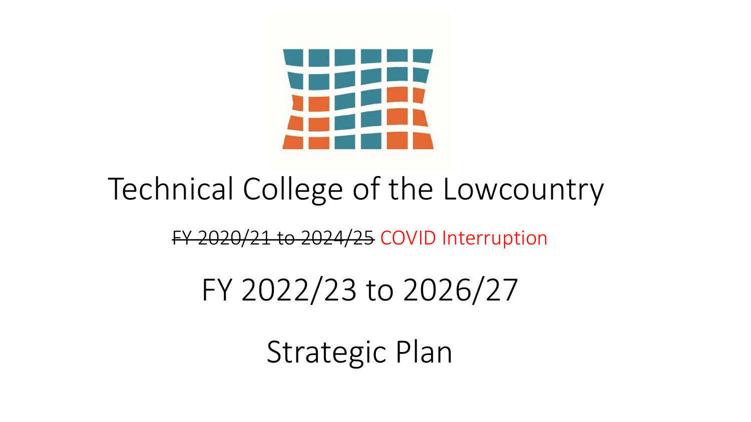# Technical College of the Lowcountry

~~FY 2020/21 to 2024/25~~ COVID Interruption

## FY 2022/23 to 2026/27

## Strategic Plan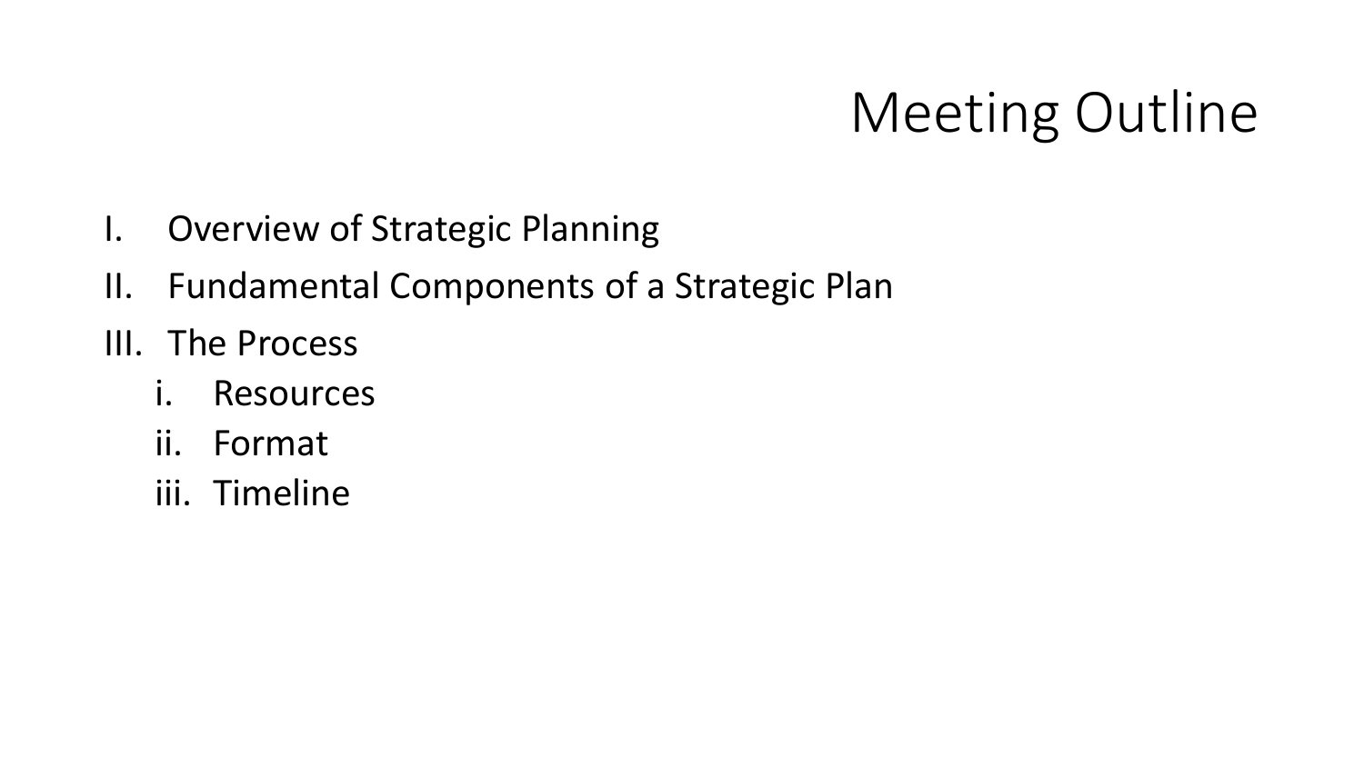# Meeting Outline

I. Overview of Strategic Planning
II. Fundamental Components of a Strategic Plan
III. The Process
   i. Resources
   ii. Format
   iii. Timeline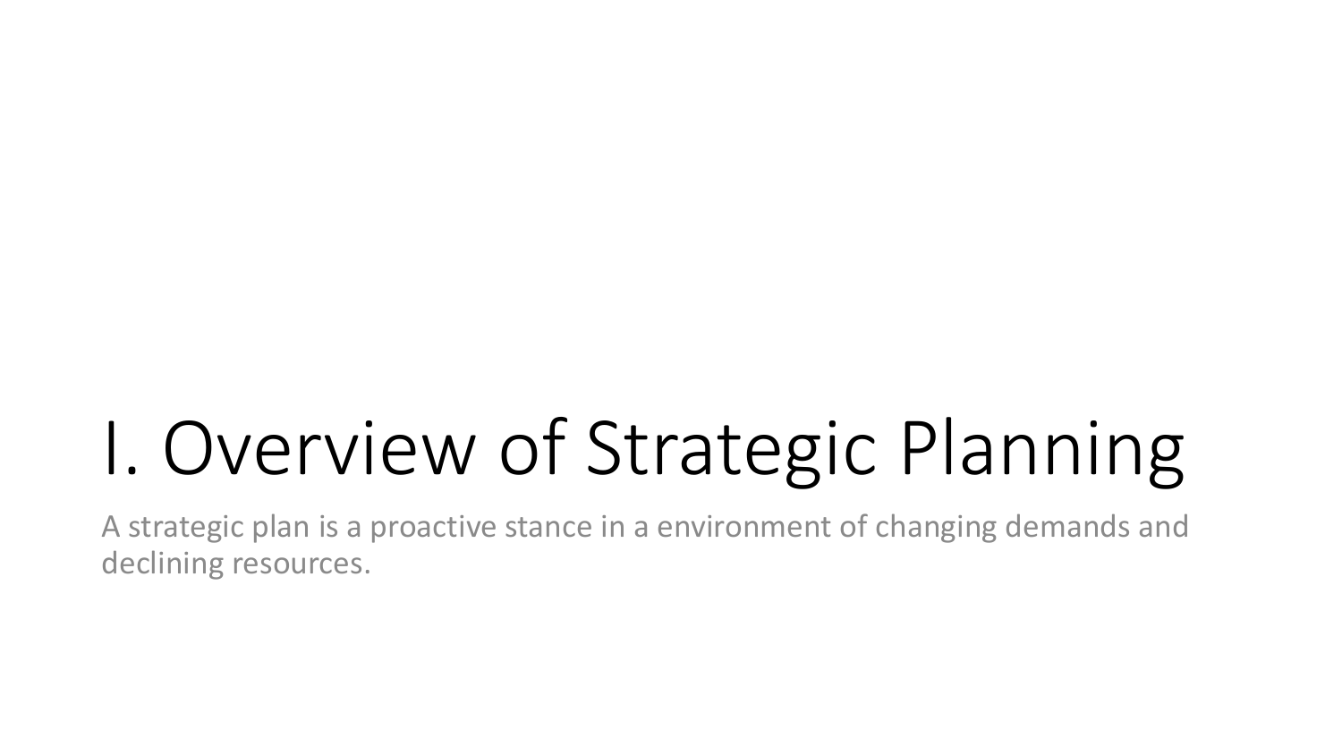# I. Overview of Strategic Planning

A strategic plan is a proactive stance in a environment of changing demands and declining resources.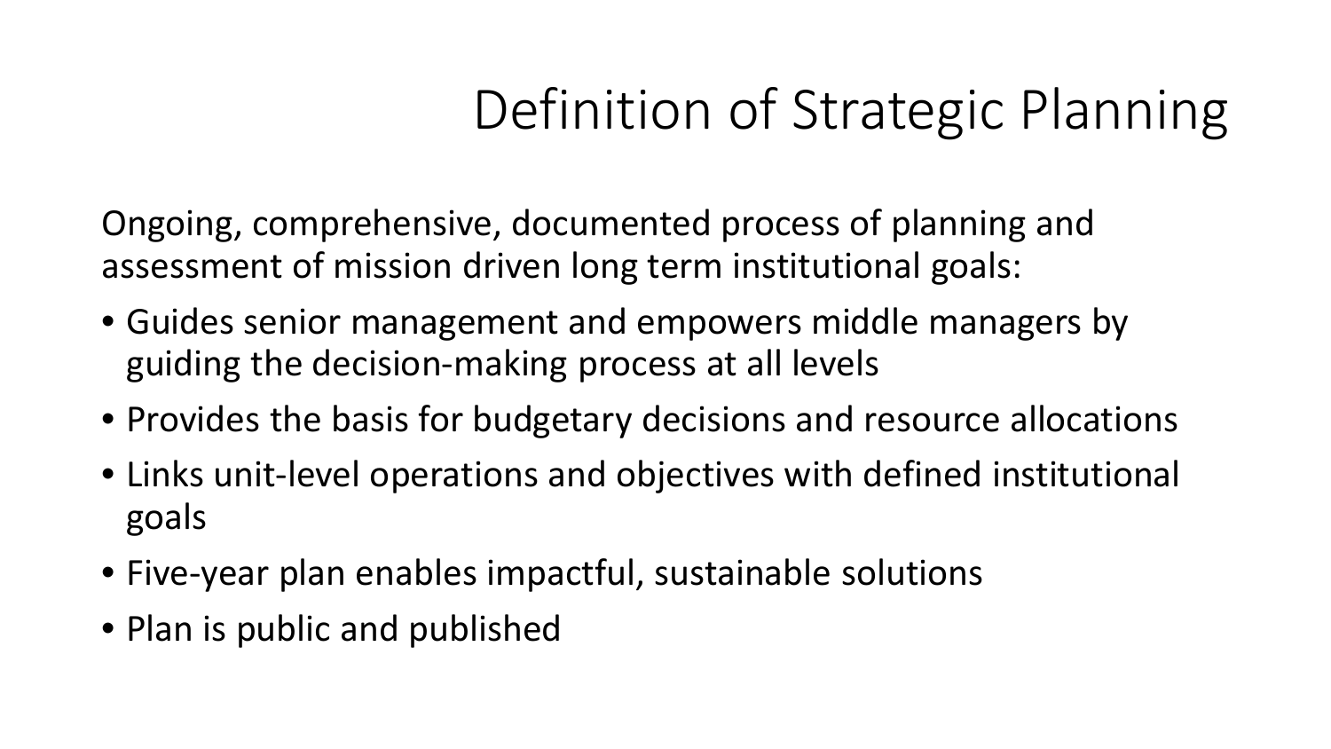# Definition of Strategic Planning

Ongoing, comprehensive, documented process of planning and assessment of mission driven long term institutional goals:

- Guides senior management and empowers middle managers by guiding the decision-making process at all levels
- Provides the basis for budgetary decisions and resource allocations
- Links unit-level operations and objectives with defined institutional goals
- Five-year plan enables impactful, sustainable solutions
- Plan is public and published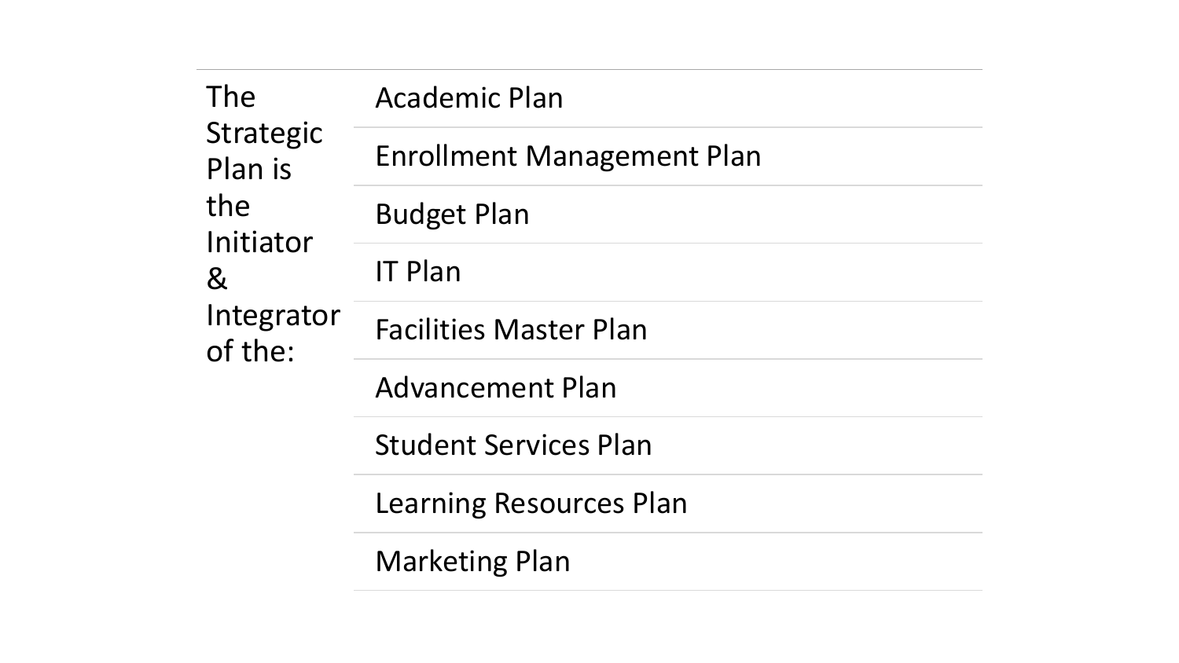The Strategic Plan is the Initiator & Integrator of the:

- Academic Plan
- Enrollment Management Plan
- Budget Plan
- IT Plan
- Facilities Master Plan
- Advancement Plan
- Student Services Plan
- Learning Resources Plan
- Marketing Plan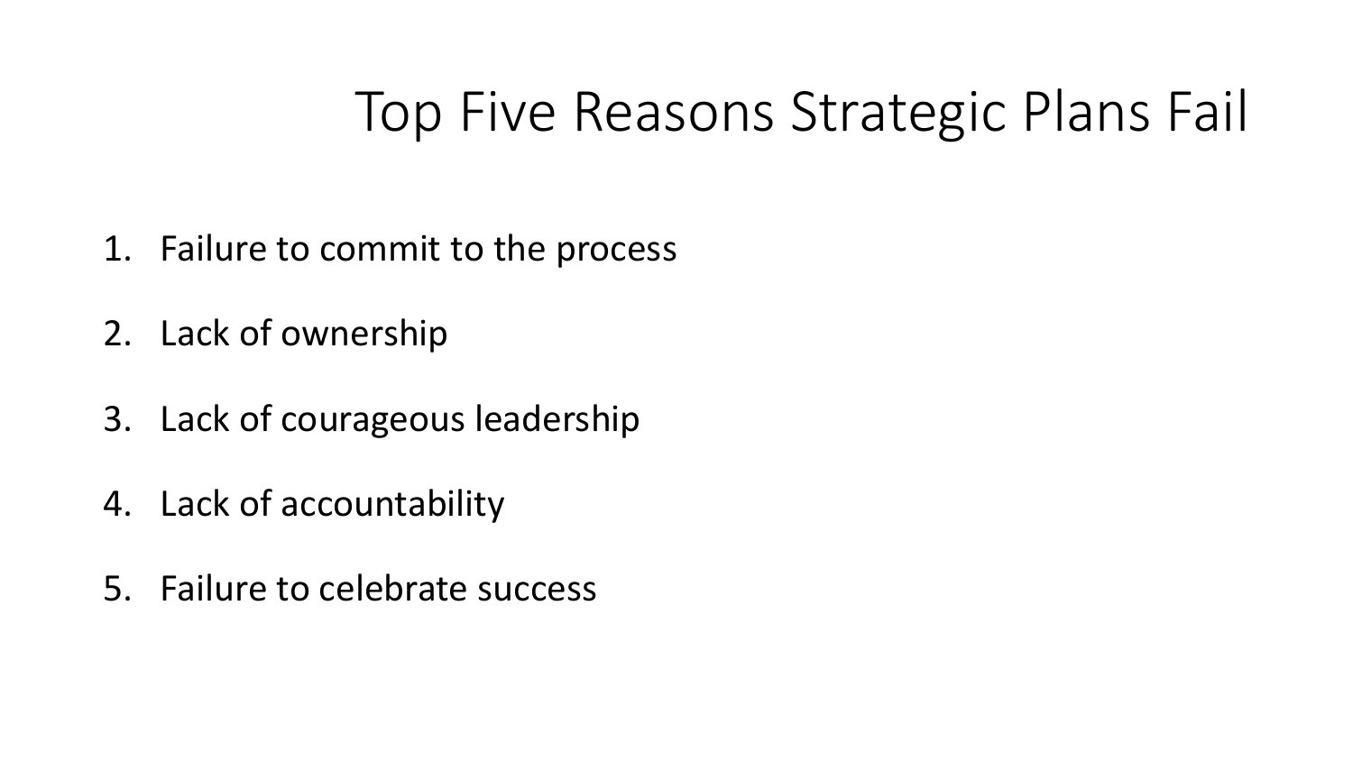# Top Five Reasons Strategic Plans Fail

1. Failure to commit to the process
2. Lack of ownership
3. Lack of courageous leadership
4. Lack of accountability
5. Failure to celebrate success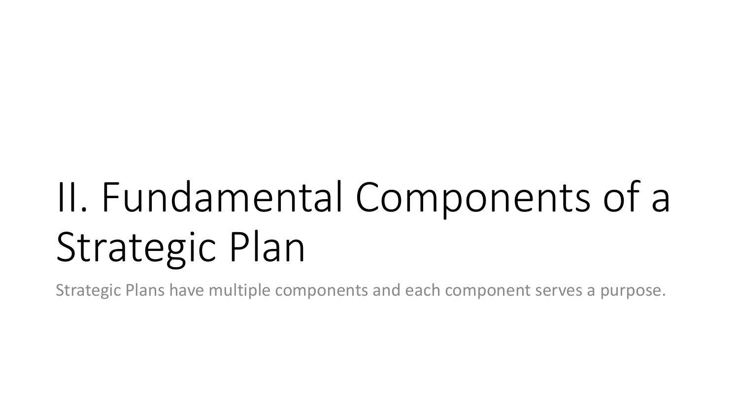# II. Fundamental Components of a Strategic Plan

Strategic Plans have multiple components and each component serves a purpose.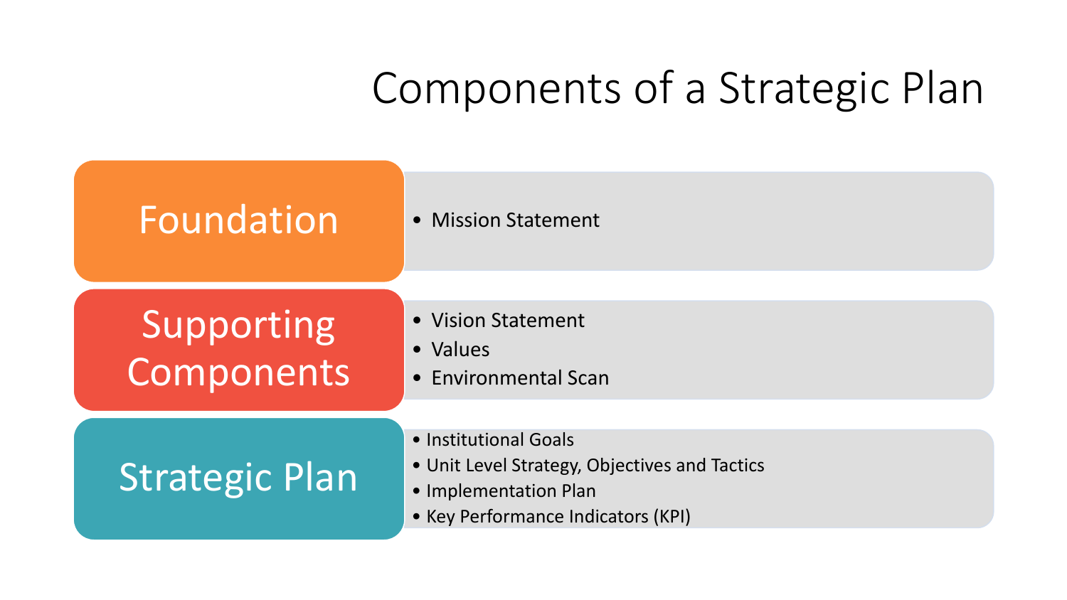# Components of a Strategic Plan

## Foundation

- Mission Statement

## Supporting Components

- Vision Statement
- Values
- Environmental Scan

## Strategic Plan

- Institutional Goals
- Unit Level Strategy, Objectives and Tactics
- Implementation Plan
- Key Performance Indicators (KPI)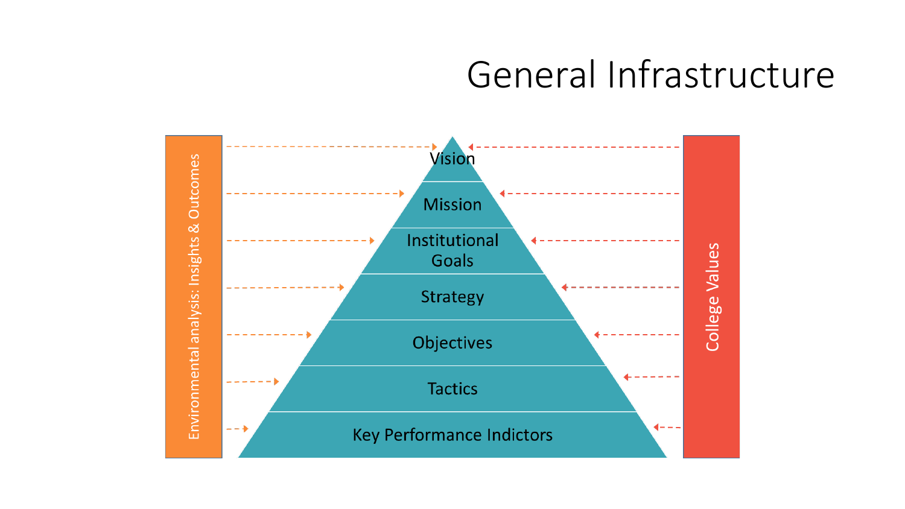# General Infrastructure

Environmental analysis: Insights & Outcomes

- Vision
- Mission
- Institutional Goals
- Strategy
- Objectives
- Tactics
- Key Performance Indictors

College Values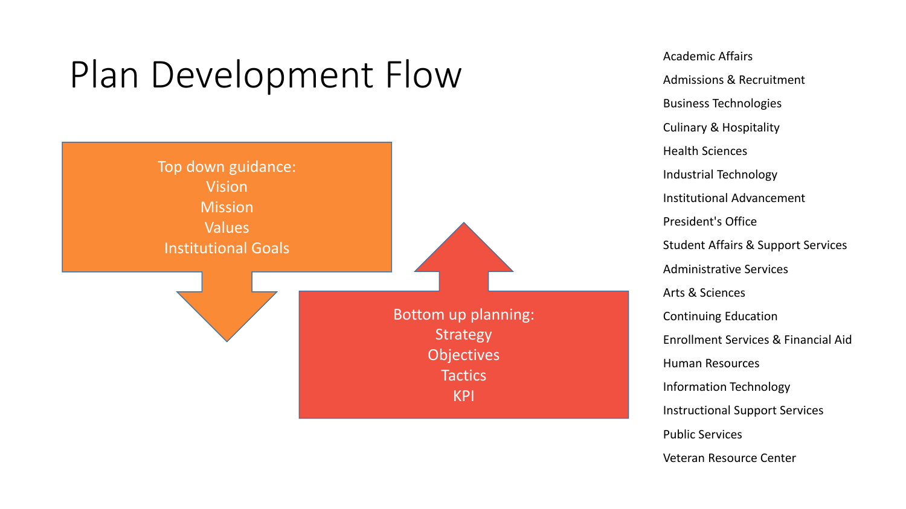# Plan Development Flow

**Top down guidance:**
- Vision
- Mission
- Values
- Institutional Goals

**Bottom up planning:**
- Strategy
- Objectives
- Tactics
- KPI

- Academic Affairs
- Admissions & Recruitment
- Business Technologies
- Culinary & Hospitality
- Health Sciences
- Industrial Technology
- Institutional Advancement
- President's Office
- Student Affairs & Support Services
- Administrative Services
- Arts & Sciences
- Continuing Education
- Enrollment Services & Financial Aid
- Human Resources
- Information Technology
- Instructional Support Services
- Public Services
- Veteran Resource Center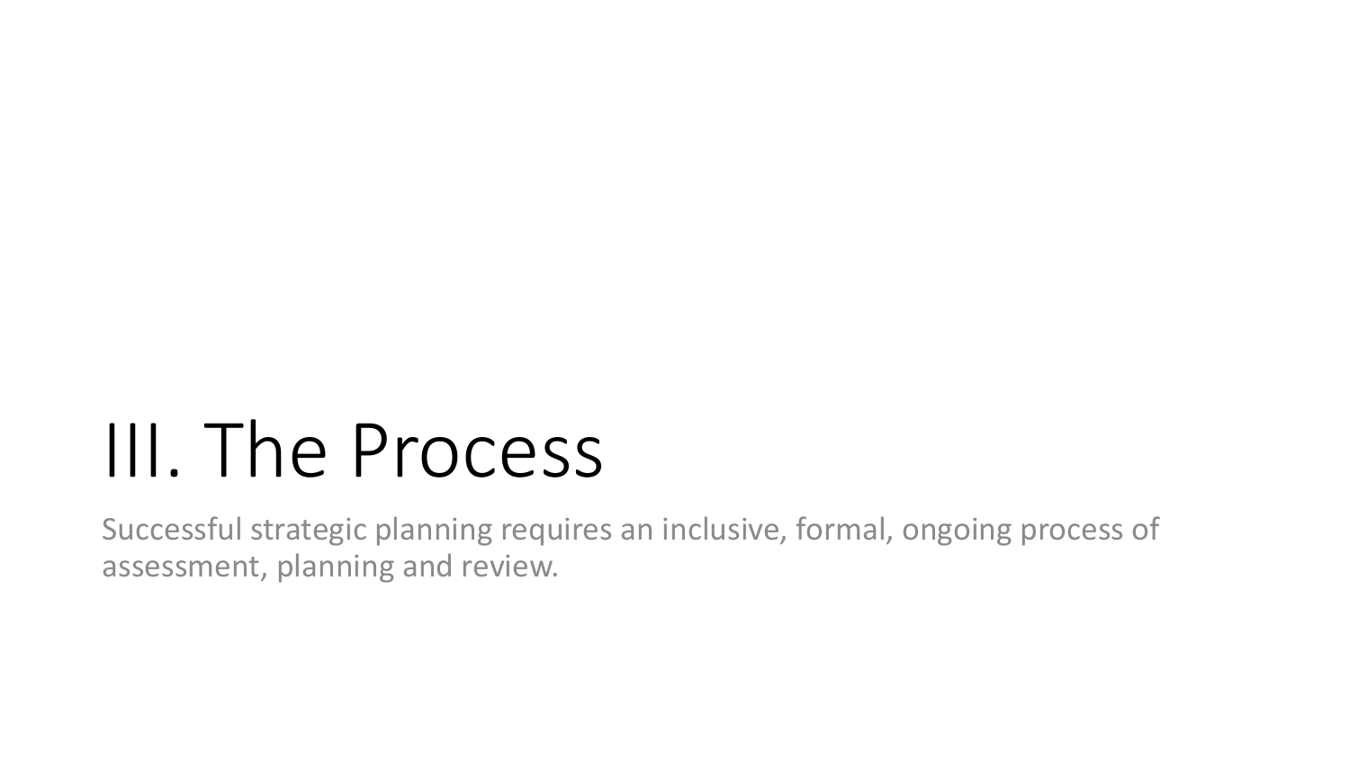# III. The Process

Successful strategic planning requires an inclusive, formal, ongoing process of assessment, planning and review.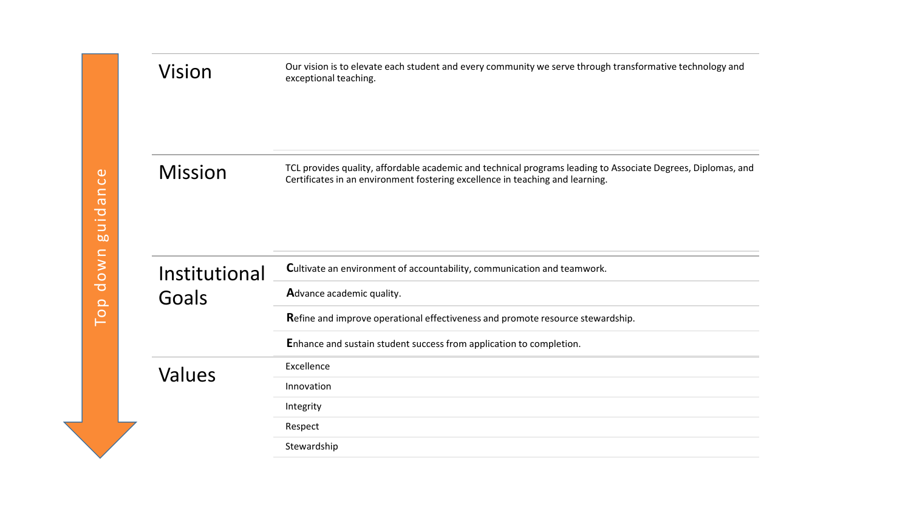*Top down guidance*

## Vision

Our vision is to elevate each student and every community we serve through transformative technology and exceptional teaching.

## Mission

TCL provides quality, affordable academic and technical programs leading to Associate Degrees, Diplomas, and Certificates in an environment fostering excellence in teaching and learning.

## Institutional Goals

- **C**ultivate an environment of accountability, communication and teamwork.
- **A**dvance academic quality.
- **R**efine and improve operational effectiveness and promote resource stewardship.
- **E**nhance and sustain student success from application to completion.

## Values

- Excellence
- Innovation
- Integrity
- Respect
- Stewardship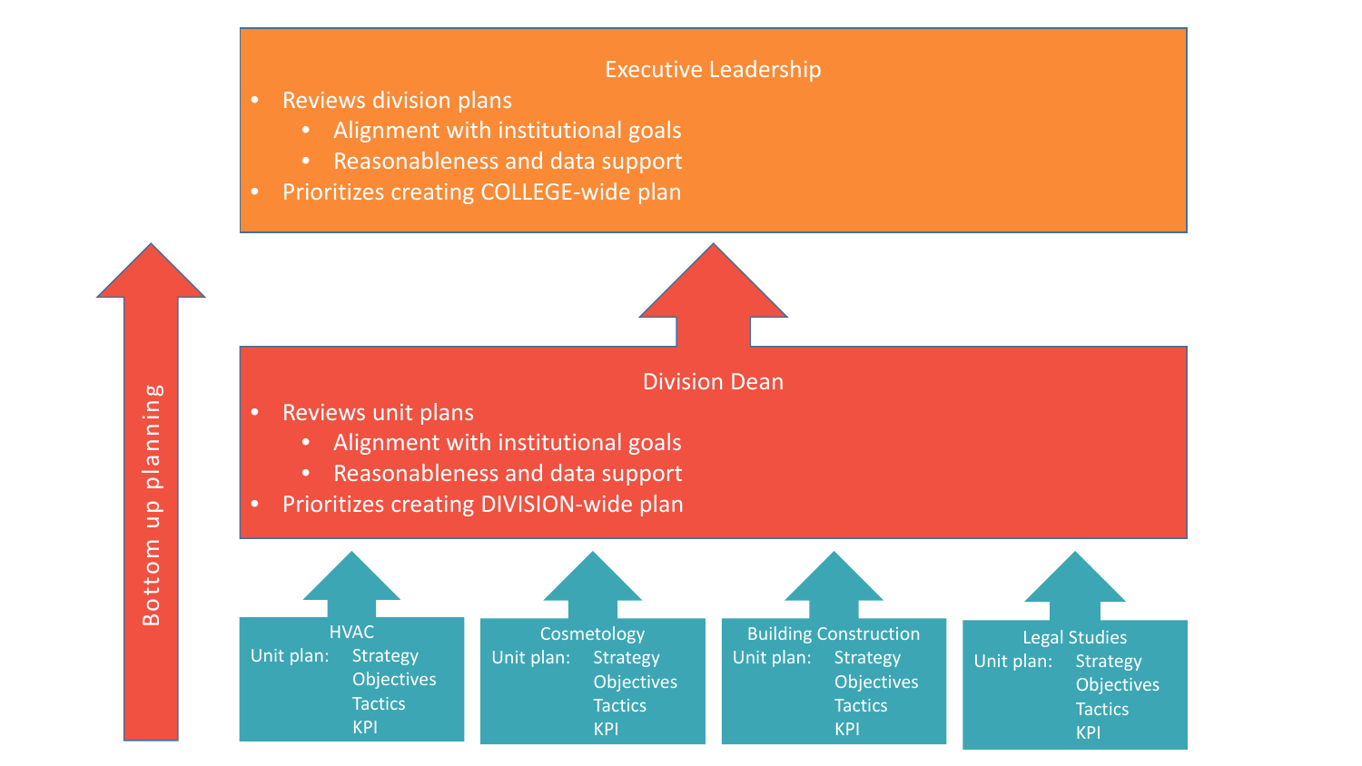## Executive Leadership

- Reviews division plans
  - Alignment with institutional goals
  - Reasonableness and data support
- Prioritizes creating COLLEGE-wide plan

## Division Dean

- Reviews unit plans
  - Alignment with institutional goals
  - Reasonableness and data support
- Prioritizes creating DIVISION-wide plan

**HVAC**
Unit plan: Strategy
Objectives
Tactics
KPI

**Cosmetology**
Unit plan: Strategy
Objectives
Tactics
KPI

**Building Construction**
Unit plan: Strategy
Objectives
Tactics
KPI

**Legal Studies**
Unit plan: Strategy
Objectives
Tactics
KPI

Bottom up planning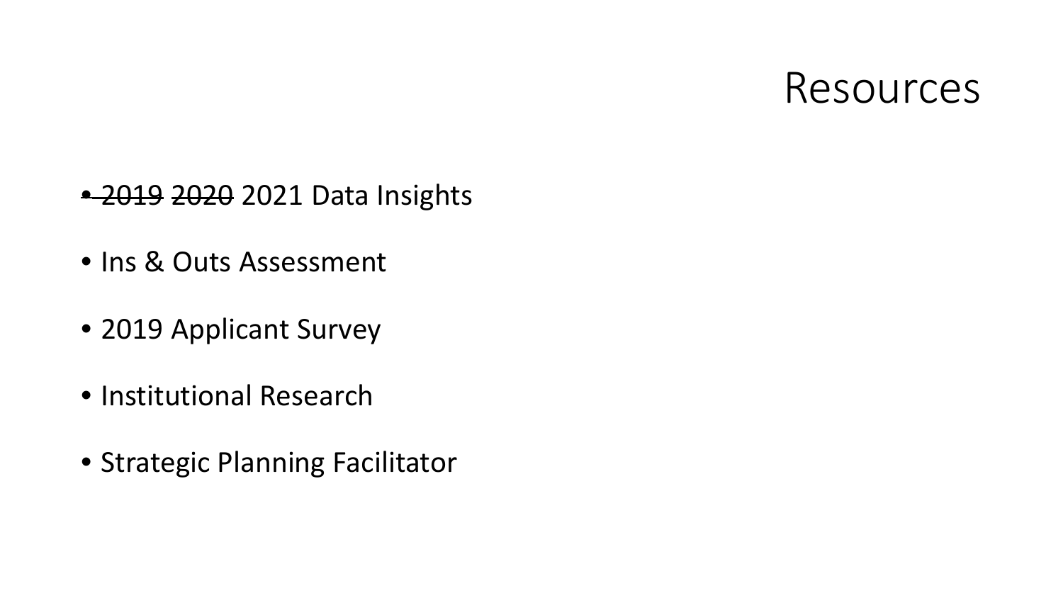# Resources

- ~~2019~~ ~~2020~~ 2021 Data Insights
- Ins & Outs Assessment
- 2019 Applicant Survey
- Institutional Research
- Strategic Planning Facilitator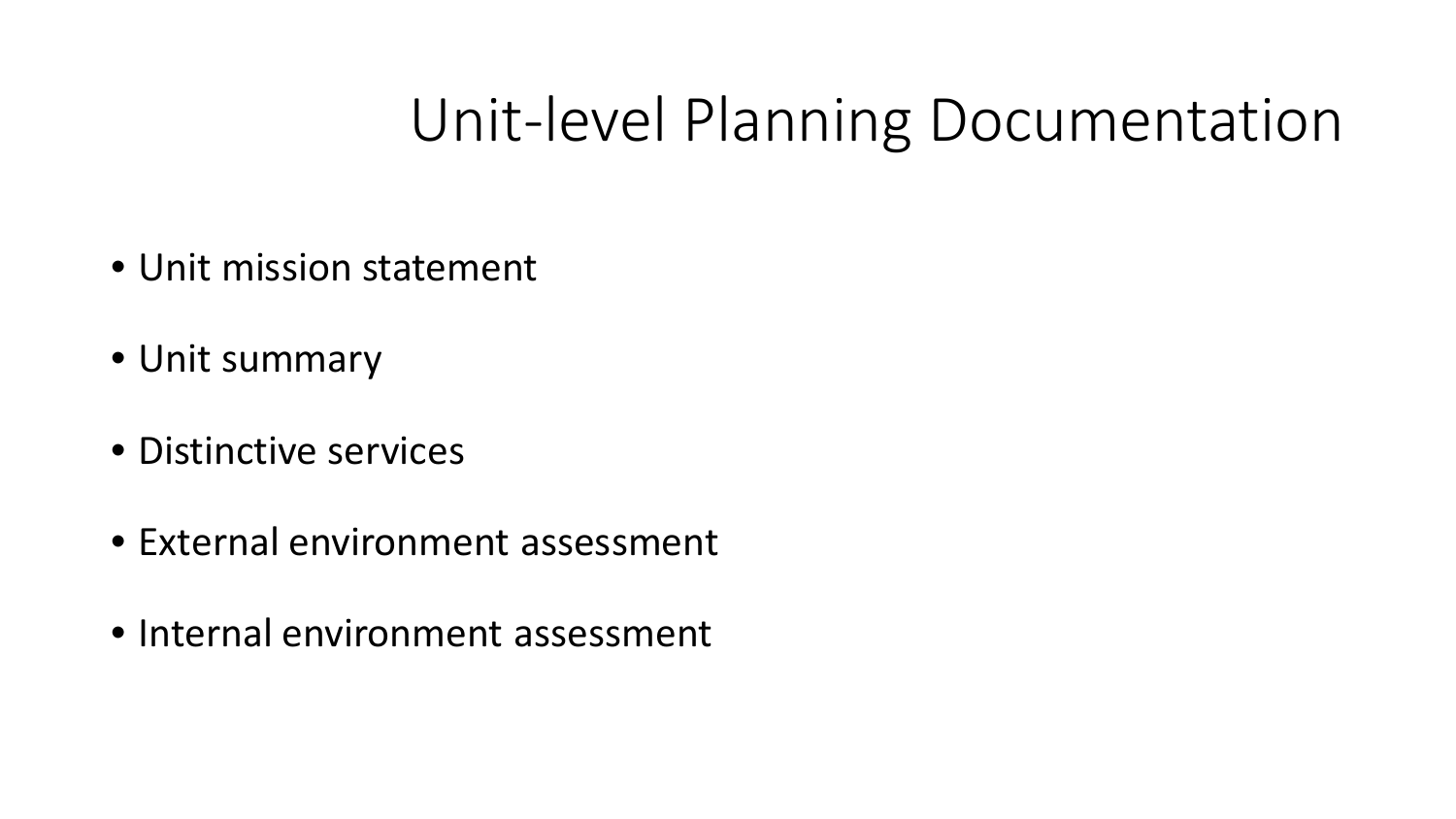# Unit-level Planning Documentation

- Unit mission statement
- Unit summary
- Distinctive services
- External environment assessment
- Internal environment assessment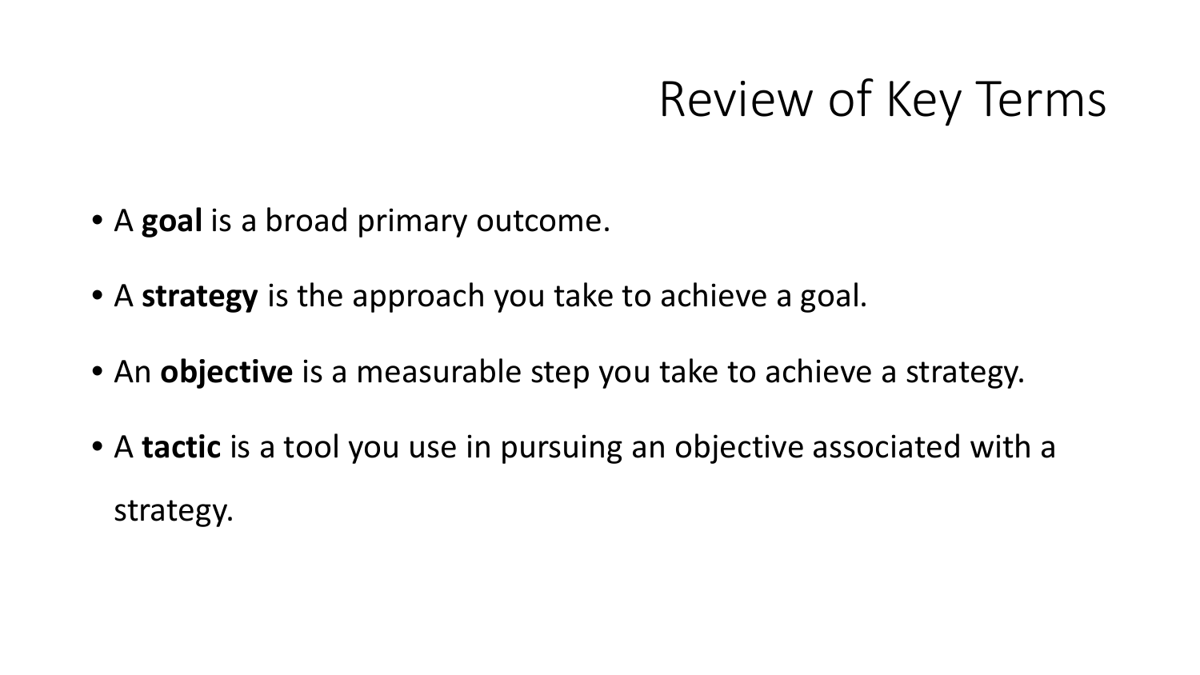# Review of Key Terms

- A **goal** is a broad primary outcome.
- A **strategy** is the approach you take to achieve a goal.
- An **objective** is a measurable step you take to achieve a strategy.
- A **tactic** is a tool you use in pursuing an objective associated with a strategy.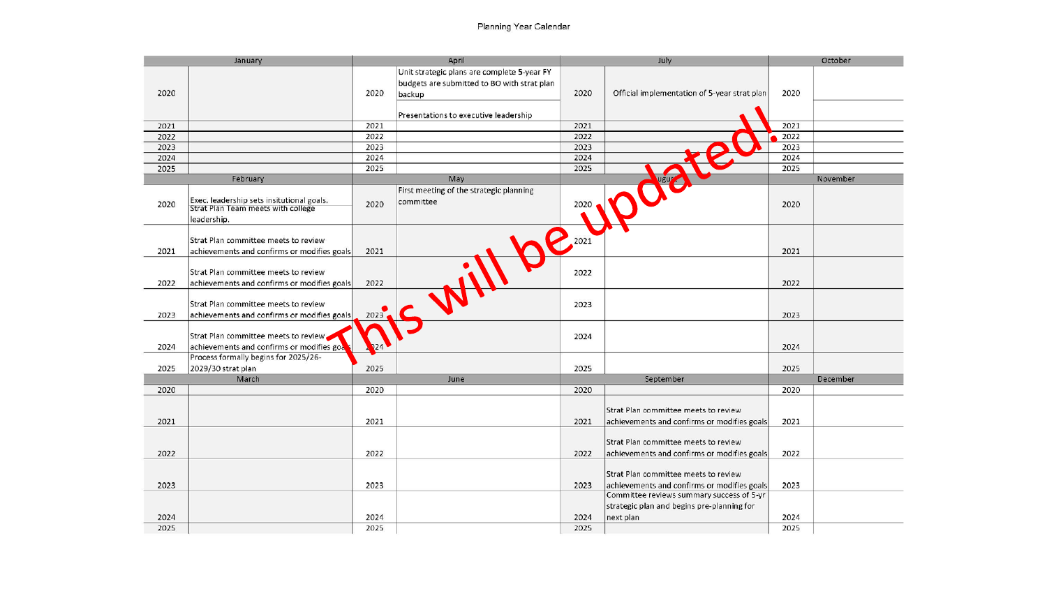# Planning Year Calendar

| January | | April | | July | | October | |
|---|---|---|---|---|---|---|---|
| 2020 | | 2020 | Unit strategic plans are complete 5-year FY budgets are submitted to BO with strat plan backup<br><br>Presentations to executive leadership | 2020 | Official implementation of 5-year strat plan | 2020 | |
| 2021 | | 2021 | | 2021 | | 2021 | |
| 2022 | | 2022 | | 2022 | | 2022 | |
| 2023 | | 2023 | | 2023 | | 2023 | |
| 2024 | | 2024 | | 2024 | | 2024 | |
| 2025 | | 2025 | | 2025 | | 2025 | |

| February | | May | | August | | November | |
|---|---|---|---|---|---|---|---|
| 2020 | Exec. leadership sets insitutional goals.<br>Strat Plan Team meets with college leadership. | 2020 | First meeting of the strategic planning committee | 2020 | | 2020 | |
| 2021 | Strat Plan committee meets to review achievements and confirms or modifies goals | 2021 | | 2021 | | 2021 | |
| 2022 | Strat Plan committee meets to review achievements and confirms or modifies goals | 2022 | | 2022 | | 2022 | |
| 2023 | Strat Plan committee meets to review achievements and confirms or modifies goals | 2023 | | 2023 | | 2023 | |
| 2024 | Strat Plan committee meets to review achievements and confirms or modifies goals | 2024 | | 2024 | | 2024 | |
| 2025 | Process formally begins for 2025/26-2029/30 strat plan | 2025 | | 2025 | | 2025 | |

| March | | June | | September | | December | |
|---|---|---|---|---|---|---|---|
| 2020 | | 2020 | | 2020 | | 2020 | |
| 2021 | | 2021 | | 2021 | Strat Plan committee meets to review achievements and confirms or modifies goals | 2021 | |
| 2022 | | 2022 | | 2022 | Strat Plan committee meets to review achievements and confirms or modifies goals | 2022 | |
| 2023 | | 2023 | | 2023 | Strat Plan committee meets to review achievements and confirms or modifies goals | 2023 | |
| 2024 | | 2024 | | 2024 | Committee reviews summary success of 5-yr strategic plan and begins pre-planning for next plan | 2024 | |
| 2025 | | 2025 | | 2025 | | 2025 | |

This will be updated!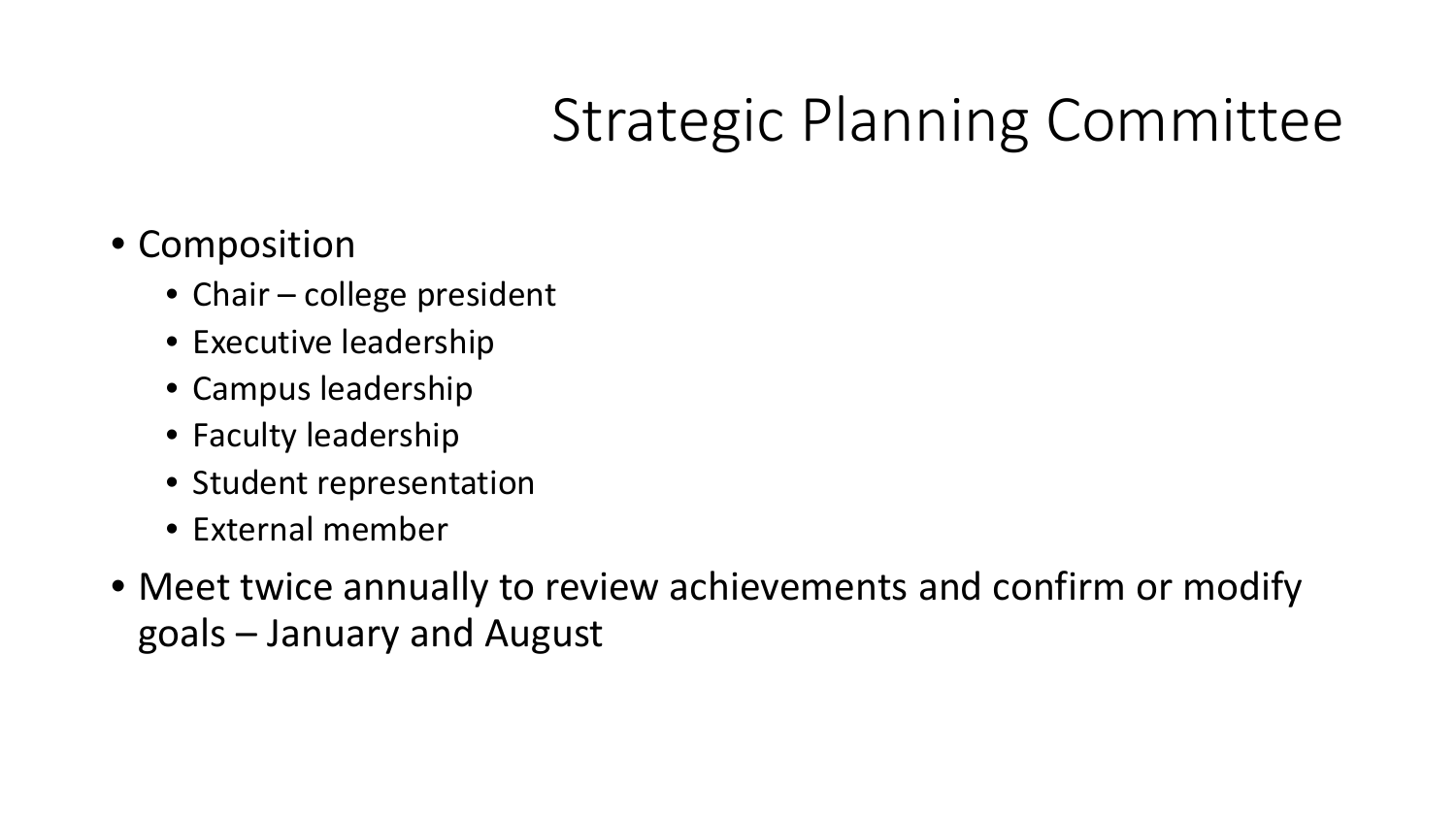# Strategic Planning Committee

- Composition
  - Chair – college president
  - Executive leadership
  - Campus leadership
  - Faculty leadership
  - Student representation
  - External member
- Meet twice annually to review achievements and confirm or modify goals – January and August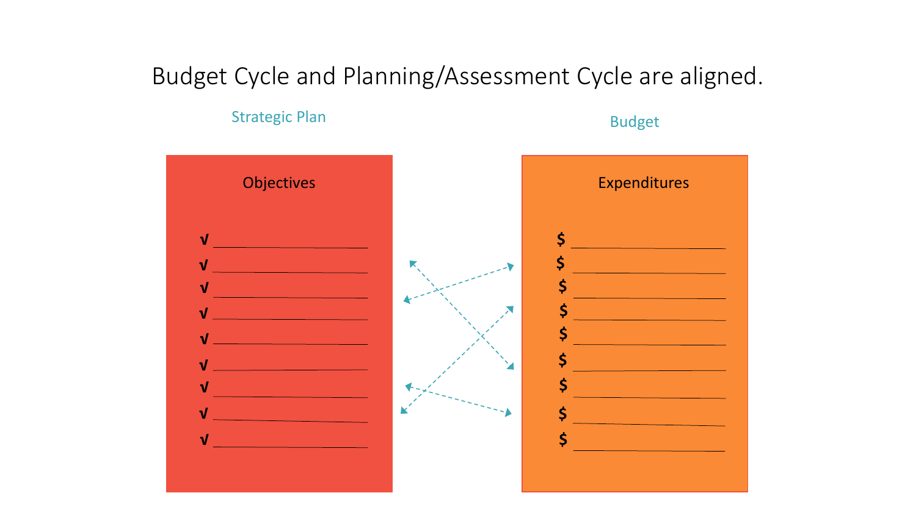# Budget Cycle and Planning/Assessment Cycle are aligned.

## Strategic Plan

**Objectives**

- √ ______________________
- √ ______________________
- √ ______________________
- √ ______________________
- √ ______________________
- √ ______________________
- √ ______________________
- √ ______________________
- √ ______________________

## Budget

**Expenditures**

- $ ______________________
- $ ______________________
- $ ______________________
- $ ______________________
- $ ______________________
- $ ______________________
- $ ______________________
- $ ______________________
- $ ______________________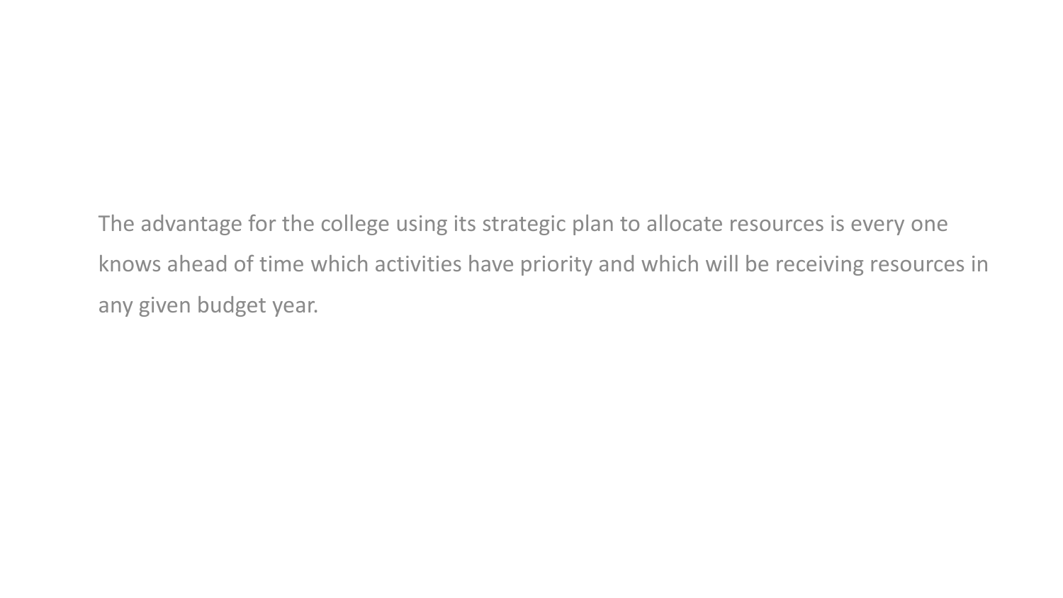The advantage for the college using its strategic plan to allocate resources is every one knows ahead of time which activities have priority and which will be receiving resources in any given budget year.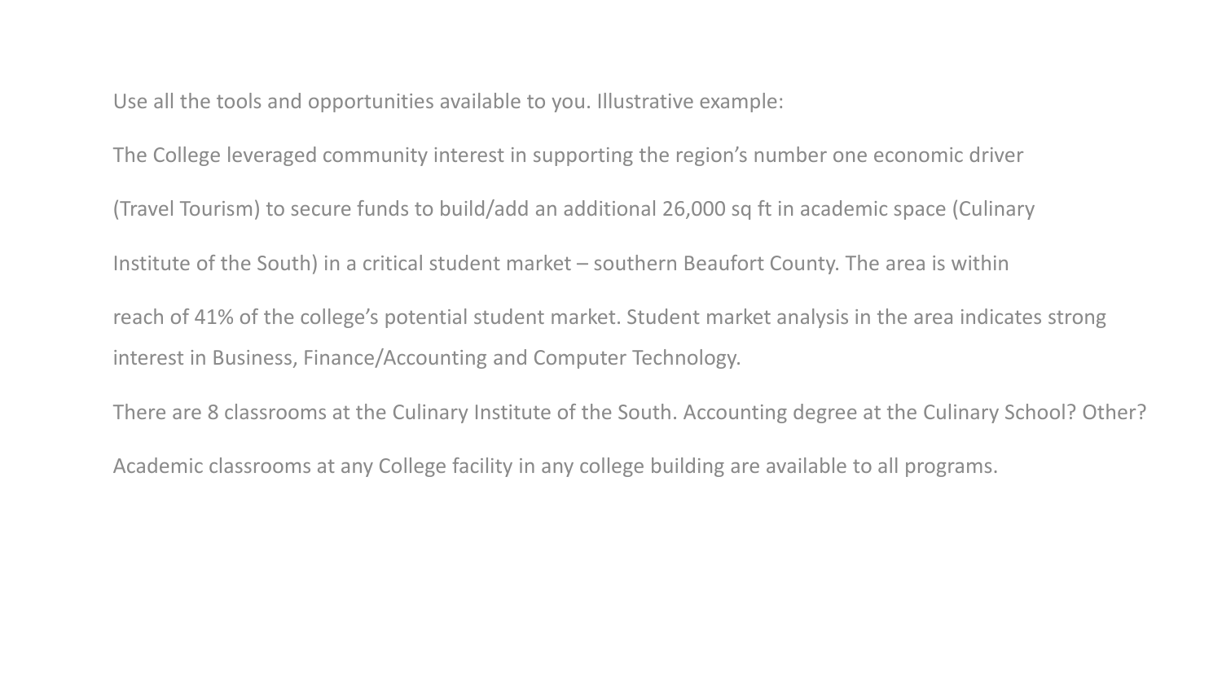Use all the tools and opportunities available to you. Illustrative example:

The College leveraged community interest in supporting the region's number one economic driver (Travel Tourism) to secure funds to build/add an additional 26,000 sq ft in academic space (Culinary Institute of the South) in a critical student market – southern Beaufort County. The area is within reach of 41% of the college's potential student market. Student market analysis in the area indicates strong interest in Business, Finance/Accounting and Computer Technology.

There are 8 classrooms at the Culinary Institute of the South. Accounting degree at the Culinary School? Other?

Academic classrooms at any College facility in any college building are available to all programs.